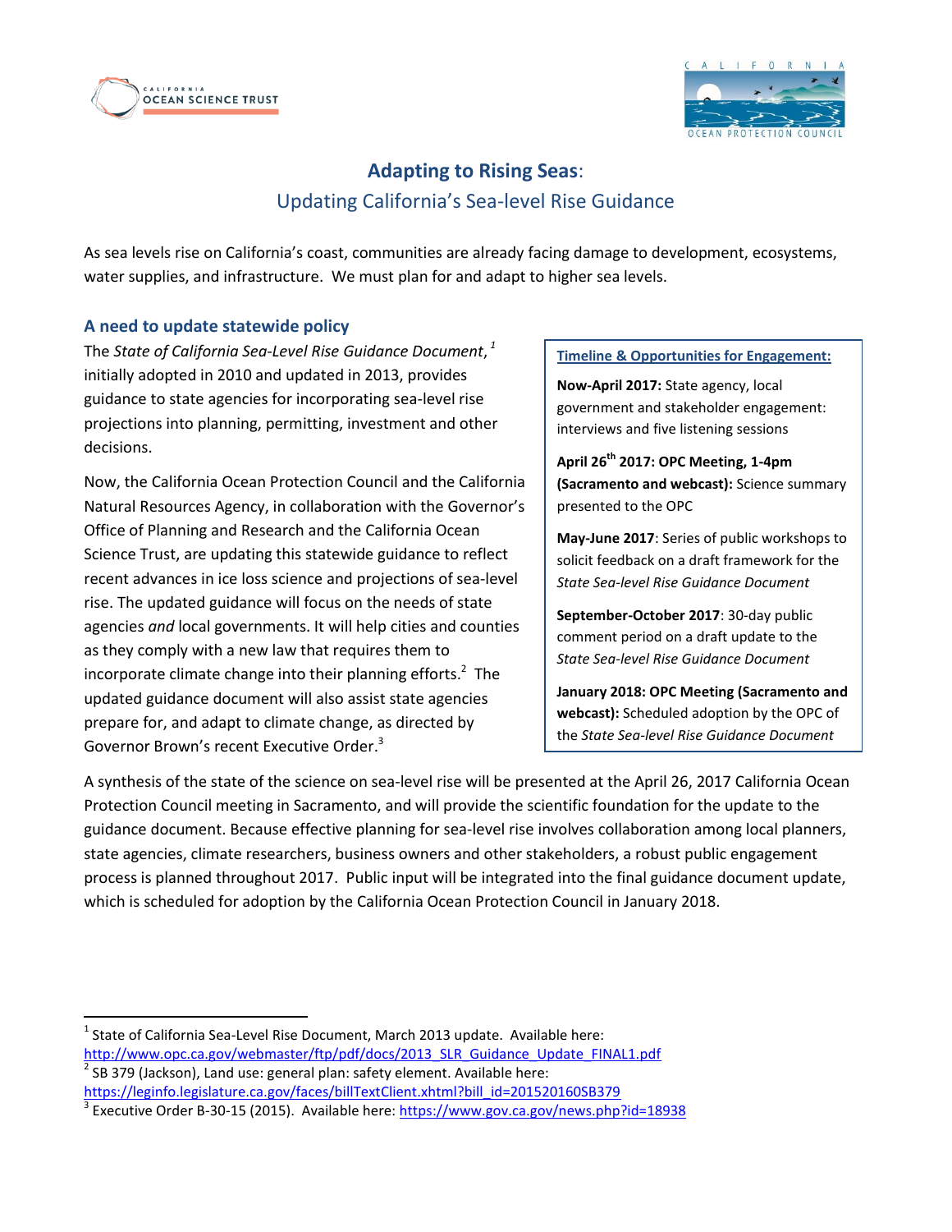# **Adapting to Rising Seas**:

## Updating California's Sea-level Rise Guidance

As sea levels rise on California's coast, communities are already facing damage to development, ecosystems, water supplies, and infrastructure. We must plan for and adapt to higher sea levels.

### A need to update statewide policy

The *State of California Sea-Level Rise Guidance Document*,[1] initially adopted in 2010 and updated in 2013, provides guidance to state agencies for incorporating sea-level rise projections into planning, permitting, investment and other decisions.

Now, the California Ocean Protection Council and the California Natural Resources Agency, in collaboration with the Governor's Office of Planning and Research and the California Ocean Science Trust, are updating this statewide guidance to reflect recent advances in ice loss science and projections of sea-level rise. The updated guidance will focus on the needs of state agencies *and* local governments. It will help cities and counties as they comply with a new law that requires them to incorporate climate change into their planning efforts.[2] The updated guidance document will also assist state agencies prepare for, and adapt to climate change, as directed by Governor Brown's recent Executive Order.[3]

**Timeline & Opportunities for Engagement:**

**Now-April 2017:** State agency, local government and stakeholder engagement: interviews and five listening sessions

**April 26th 2017: OPC Meeting, 1-4pm (Sacramento and webcast):** Science summary presented to the OPC

**May-June 2017**: Series of public workshops to solicit feedback on a draft framework for the *State Sea-level Rise Guidance Document*

**September-October 2017**: 30-day public comment period on a draft update to the *State Sea-level Rise Guidance Document*

**January 2018: OPC Meeting (Sacramento and webcast):** Scheduled adoption by the OPC of the *State Sea-level Rise Guidance Document*

A synthesis of the state of the science on sea-level rise will be presented at the April 26, 2017 California Ocean Protection Council meeting in Sacramento, and will provide the scientific foundation for the update to the guidance document. Because effective planning for sea-level rise involves collaboration among local planners, state agencies, climate researchers, business owners and other stakeholders, a robust public engagement process is planned throughout 2017. Public input will be integrated into the final guidance document update, which is scheduled for adoption by the California Ocean Protection Council in January 2018.

---

[1] State of California Sea-Level Rise Document, March 2013 update. Available here: http://www.opc.ca.gov/webmaster/ftp/pdf/docs/2013_SLR_Guidance_Update_FINAL1.pdf

[2] SB 379 (Jackson), Land use: general plan: safety element. Available here: https://leginfo.legislature.ca.gov/faces/billTextClient.xhtml?bill_id=201520160SB379

[3] Executive Order B-30-15 (2015). Available here: https://www.gov.ca.gov/news.php?id=18938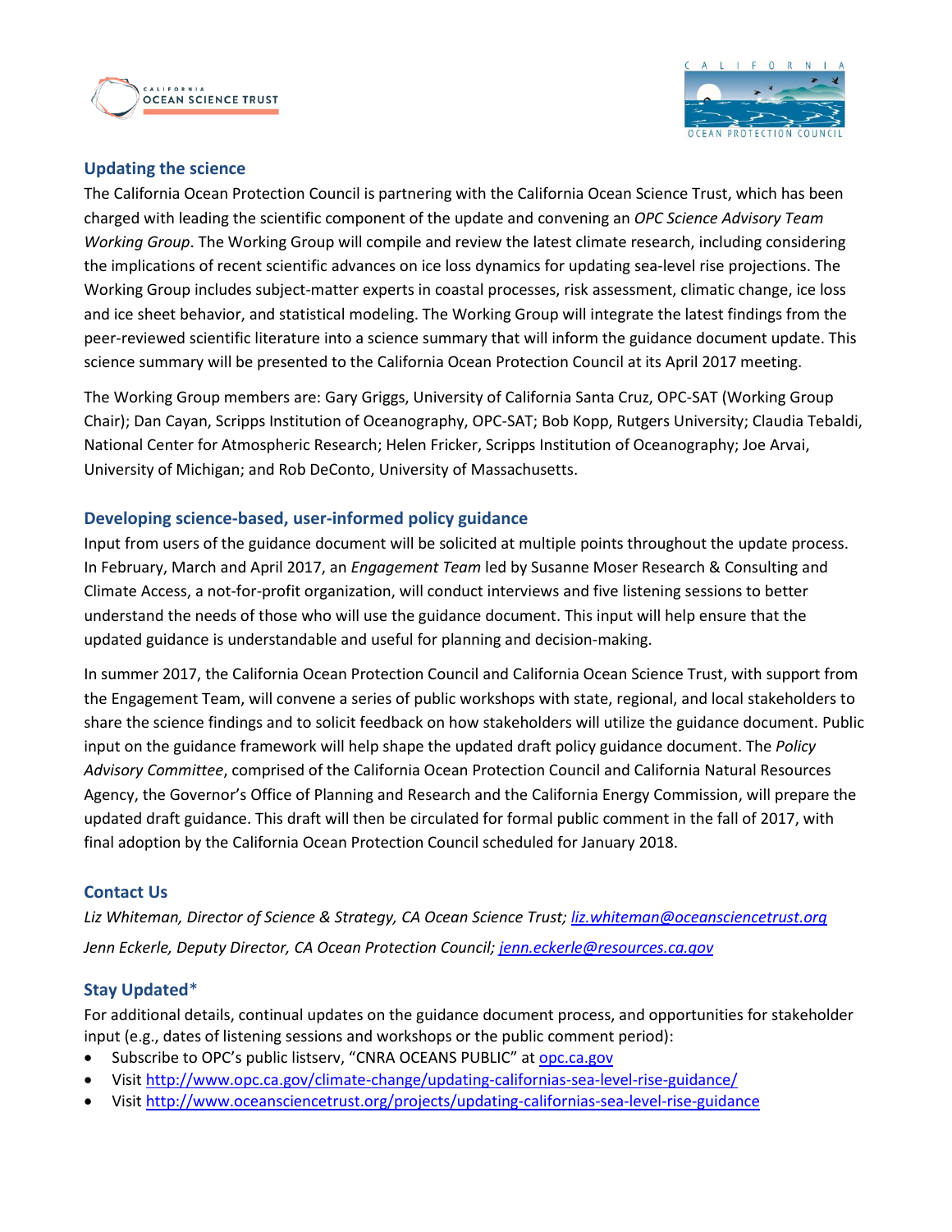## Updating the science

The California Ocean Protection Council is partnering with the California Ocean Science Trust, which has been charged with leading the scientific component of the update and convening an *OPC Science Advisory Team Working Group*. The Working Group will compile and review the latest climate research, including considering the implications of recent scientific advances on ice loss dynamics for updating sea-level rise projections. The Working Group includes subject-matter experts in coastal processes, risk assessment, climatic change, ice loss and ice sheet behavior, and statistical modeling. The Working Group will integrate the latest findings from the peer-reviewed scientific literature into a science summary that will inform the guidance document update. This science summary will be presented to the California Ocean Protection Council at its April 2017 meeting.

The Working Group members are: Gary Griggs, University of California Santa Cruz, OPC-SAT (Working Group Chair); Dan Cayan, Scripps Institution of Oceanography, OPC-SAT; Bob Kopp, Rutgers University; Claudia Tebaldi, National Center for Atmospheric Research; Helen Fricker, Scripps Institution of Oceanography; Joe Arvai, University of Michigan; and Rob DeConto, University of Massachusetts.

## Developing science-based, user-informed policy guidance

Input from users of the guidance document will be solicited at multiple points throughout the update process. In February, March and April 2017, an *Engagement Team* led by Susanne Moser Research & Consulting and Climate Access, a not-for-profit organization, will conduct interviews and five listening sessions to better understand the needs of those who will use the guidance document. This input will help ensure that the updated guidance is understandable and useful for planning and decision-making.

In summer 2017, the California Ocean Protection Council and California Ocean Science Trust, with support from the Engagement Team, will convene a series of public workshops with state, regional, and local stakeholders to share the science findings and to solicit feedback on how stakeholders will utilize the guidance document. Public input on the guidance framework will help shape the updated draft policy guidance document. The *Policy Advisory Committee*, comprised of the California Ocean Protection Council and California Natural Resources Agency, the Governor's Office of Planning and Research and the California Energy Commission, will prepare the updated draft guidance. This draft will then be circulated for formal public comment in the fall of 2017, with final adoption by the California Ocean Protection Council scheduled for January 2018.

## Contact Us

*Liz Whiteman, Director of Science & Strategy, CA Ocean Science Trust; liz.whiteman@oceansciencetrust.org*

*Jenn Eckerle, Deputy Director, CA Ocean Protection Council; jenn.eckerle@resources.ca.gov*

## Stay Updated*

For additional details, continual updates on the guidance document process, and opportunities for stakeholder input (e.g., dates of listening sessions and workshops or the public comment period):

- Subscribe to OPC's public listserv, "CNRA OCEANS PUBLIC" at opc.ca.gov
- Visit http://www.opc.ca.gov/climate-change/updating-californias-sea-level-rise-guidance/
- Visit http://www.oceansciencetrust.org/projects/updating-californias-sea-level-rise-guidance